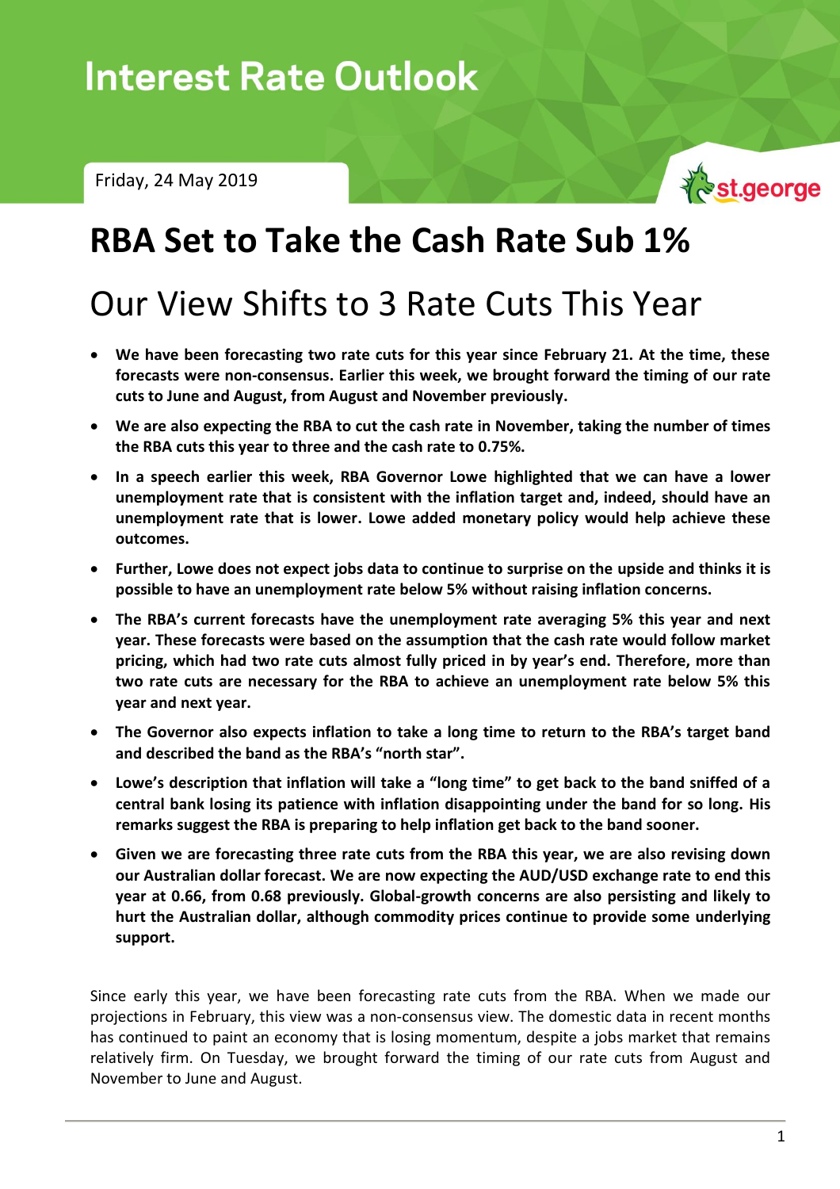# Interest Rate Outlook

Friday, 24 May 2019

# RBA Set to Take the Cash Rate Sub 1%

## Our View Shifts to 3 Rate Cuts This Year

- **We have been forecasting two rate cuts for this year since February 21. At the time, these forecasts were non-consensus. Earlier this week, we brought forward the timing of our rate cuts to June and August, from August and November previously.**
- **We are also expecting the RBA to cut the cash rate in November, taking the number of times the RBA cuts this year to three and the cash rate to 0.75%.**
- **In a speech earlier this week, RBA Governor Lowe highlighted that we can have a lower unemployment rate that is consistent with the inflation target and, indeed, should have an unemployment rate that is lower. Lowe added monetary policy would help achieve these outcomes.**
- **Further, Lowe does not expect jobs data to continue to surprise on the upside and thinks it is possible to have an unemployment rate below 5% without raising inflation concerns.**
- **The RBA's current forecasts have the unemployment rate averaging 5% this year and next year. These forecasts were based on the assumption that the cash rate would follow market pricing, which had two rate cuts almost fully priced in by year's end. Therefore, more than two rate cuts are necessary for the RBA to achieve an unemployment rate below 5% this year and next year.**
- **The Governor also expects inflation to take a long time to return to the RBA's target band and described the band as the RBA's "north star".**
- **Lowe's description that inflation will take a "long time" to get back to the band sniffed of a central bank losing its patience with inflation disappointing under the band for so long. His remarks suggest the RBA is preparing to help inflation get back to the band sooner.**
- **Given we are forecasting three rate cuts from the RBA this year, we are also revising down our Australian dollar forecast. We are now expecting the AUD/USD exchange rate to end this year at 0.66, from 0.68 previously. Global-growth concerns are also persisting and likely to hurt the Australian dollar, although commodity prices continue to provide some underlying support.**

Since early this year, we have been forecasting rate cuts from the RBA. When we made our projections in February, this view was a non-consensus view. The domestic data in recent months has continued to paint an economy that is losing momentum, despite a jobs market that remains relatively firm. On Tuesday, we brought forward the timing of our rate cuts from August and November to June and August.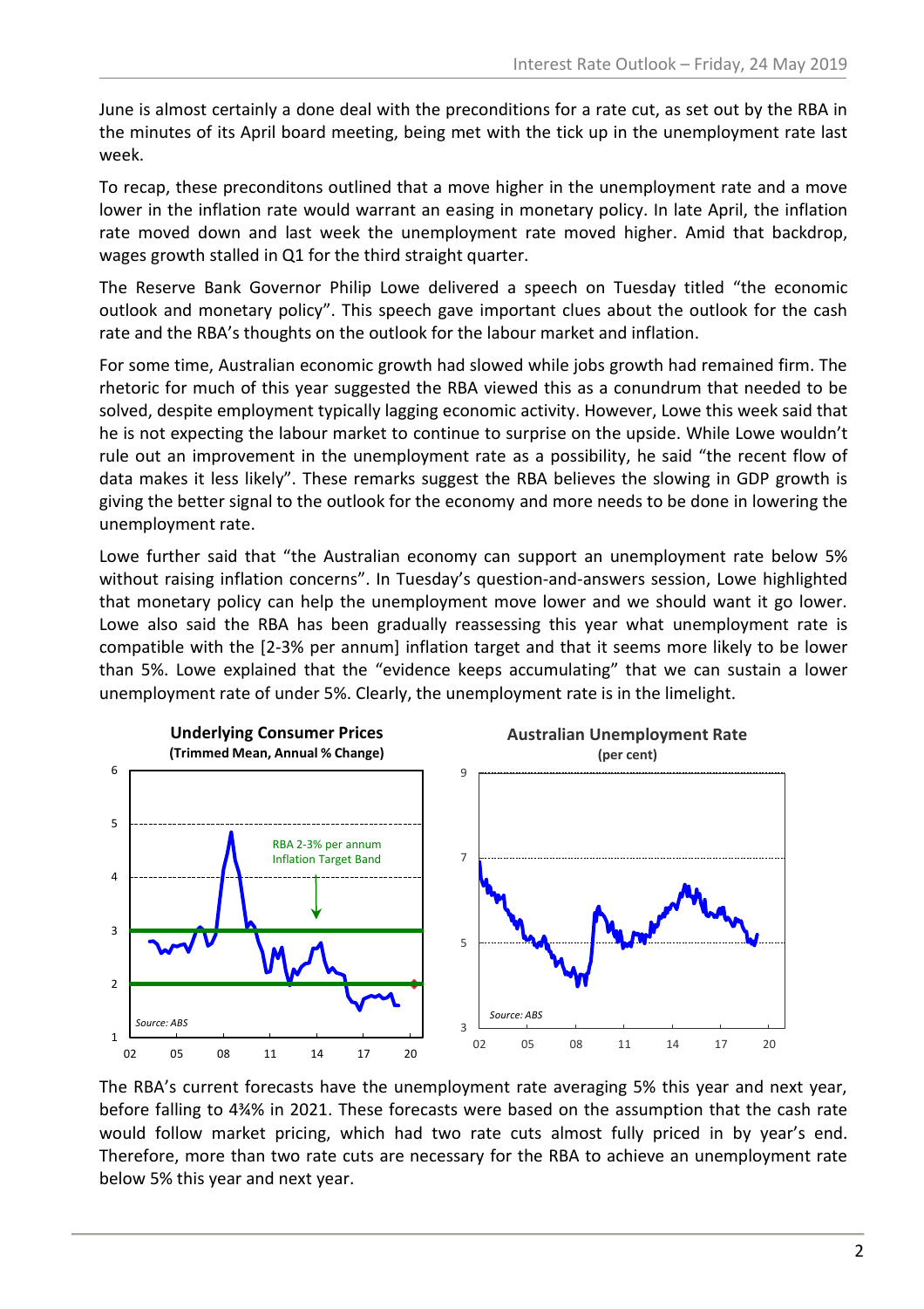June is almost certainly a done deal with the preconditions for a rate cut, as set out by the RBA in the minutes of its April board meeting, being met with the tick up in the unemployment rate last week.

To recap, these preconditons outlined that a move higher in the unemployment rate and a move lower in the inflation rate would warrant an easing in monetary policy. In late April, the inflation rate moved down and last week the unemployment rate moved higher. Amid that backdrop, wages growth stalled in Q1 for the third straight quarter.

The Reserve Bank Governor Philip Lowe delivered a speech on Tuesday titled "the economic outlook and monetary policy". This speech gave important clues about the outlook for the cash rate and the RBA's thoughts on the outlook for the labour market and inflation.

For some time, Australian economic growth had slowed while jobs growth had remained firm. The rhetoric for much of this year suggested the RBA viewed this as a conundrum that needed to be solved, despite employment typically lagging economic activity. However, Lowe this week said that he is not expecting the labour market to continue to surprise on the upside. While Lowe wouldn't rule out an improvement in the unemployment rate as a possibility, he said "the recent flow of data makes it less likely". These remarks suggest the RBA believes the slowing in GDP growth is giving the better signal to the outlook for the economy and more needs to be done in lowering the unemployment rate.

Lowe further said that "the Australian economy can support an unemployment rate below 5% without raising inflation concerns". In Tuesday's question-and-answers session, Lowe highlighted that monetary policy can help the unemployment move lower and we should want it go lower. Lowe also said the RBA has been gradually reassessing this year what unemployment rate is compatible with the [2-3% per annum] inflation target and that it seems more likely to be lower than 5%. Lowe explained that the "evidence keeps accumulating" that we can sustain a lower unemployment rate of under 5%. Clearly, the unemployment rate is in the limelight.

**Underlying Consumer Prices**
**(Trimmed Mean, Annual % Change)**

RBA 2-3% per annum Inflation Target Band

*Source: ABS*

**Australian Unemployment Rate**
**(per cent)**

*Source: ABS*

The RBA's current forecasts have the unemployment rate averaging 5% this year and next year, before falling to 4¾% in 2021. These forecasts were based on the assumption that the cash rate would follow market pricing, which had two rate cuts almost fully priced in by year's end. Therefore, more than two rate cuts are necessary for the RBA to achieve an unemployment rate below 5% this year and next year.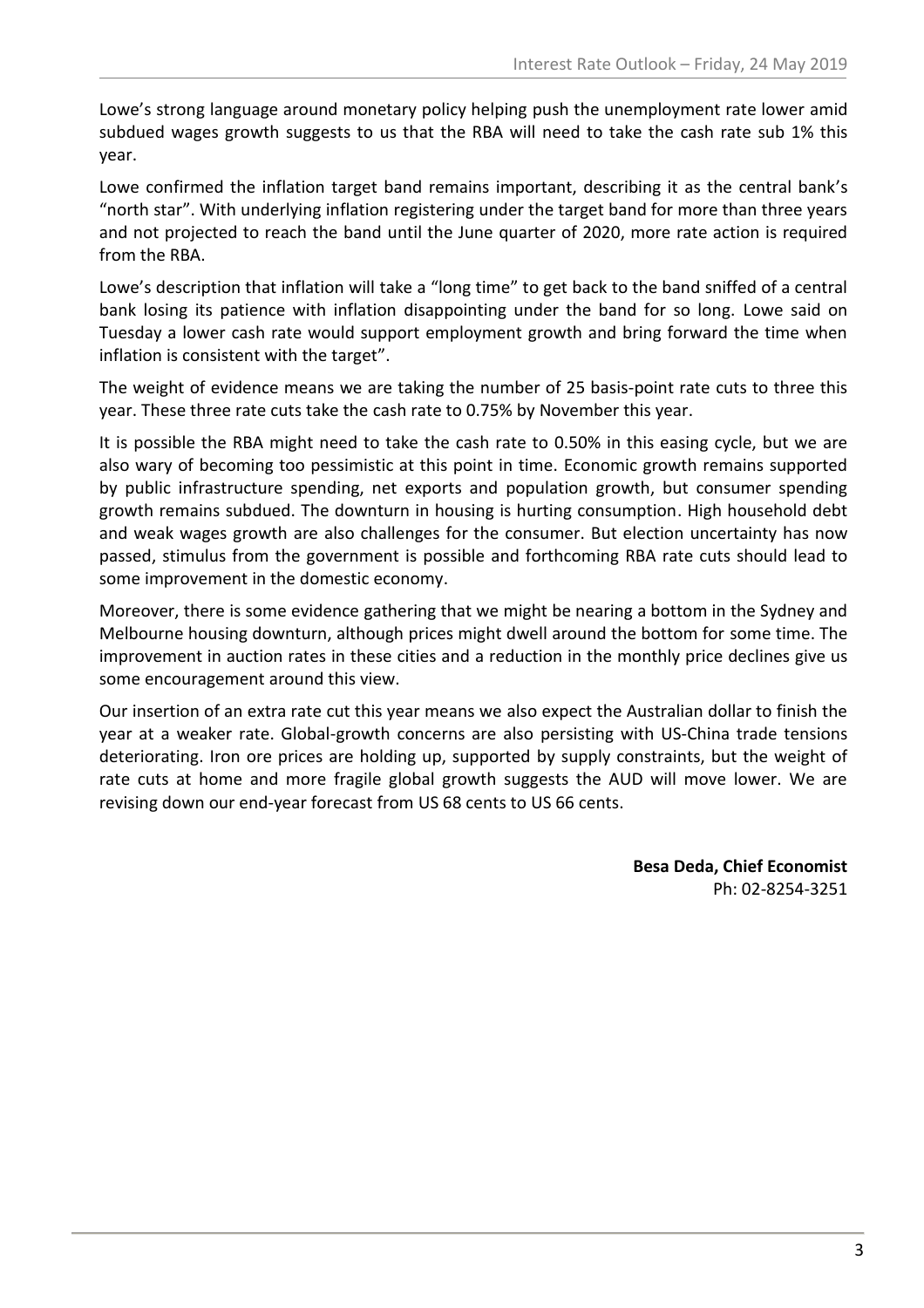Lowe's strong language around monetary policy helping push the unemployment rate lower amid subdued wages growth suggests to us that the RBA will need to take the cash rate sub 1% this year.

Lowe confirmed the inflation target band remains important, describing it as the central bank's "north star". With underlying inflation registering under the target band for more than three years and not projected to reach the band until the June quarter of 2020, more rate action is required from the RBA.

Lowe's description that inflation will take a "long time" to get back to the band sniffed of a central bank losing its patience with inflation disappointing under the band for so long. Lowe said on Tuesday a lower cash rate would support employment growth and bring forward the time when inflation is consistent with the target".

The weight of evidence means we are taking the number of 25 basis-point rate cuts to three this year. These three rate cuts take the cash rate to 0.75% by November this year.

It is possible the RBA might need to take the cash rate to 0.50% in this easing cycle, but we are also wary of becoming too pessimistic at this point in time. Economic growth remains supported by public infrastructure spending, net exports and population growth, but consumer spending growth remains subdued. The downturn in housing is hurting consumption. High household debt and weak wages growth are also challenges for the consumer. But election uncertainty has now passed, stimulus from the government is possible and forthcoming RBA rate cuts should lead to some improvement in the domestic economy.

Moreover, there is some evidence gathering that we might be nearing a bottom in the Sydney and Melbourne housing downturn, although prices might dwell around the bottom for some time. The improvement in auction rates in these cities and a reduction in the monthly price declines give us some encouragement around this view.

Our insertion of an extra rate cut this year means we also expect the Australian dollar to finish the year at a weaker rate. Global-growth concerns are also persisting with US-China trade tensions deteriorating. Iron ore prices are holding up, supported by supply constraints, but the weight of rate cuts at home and more fragile global growth suggests the AUD will move lower. We are revising down our end-year forecast from US 68 cents to US 66 cents.

**Besa Deda, Chief Economist**
Ph: 02-8254-3251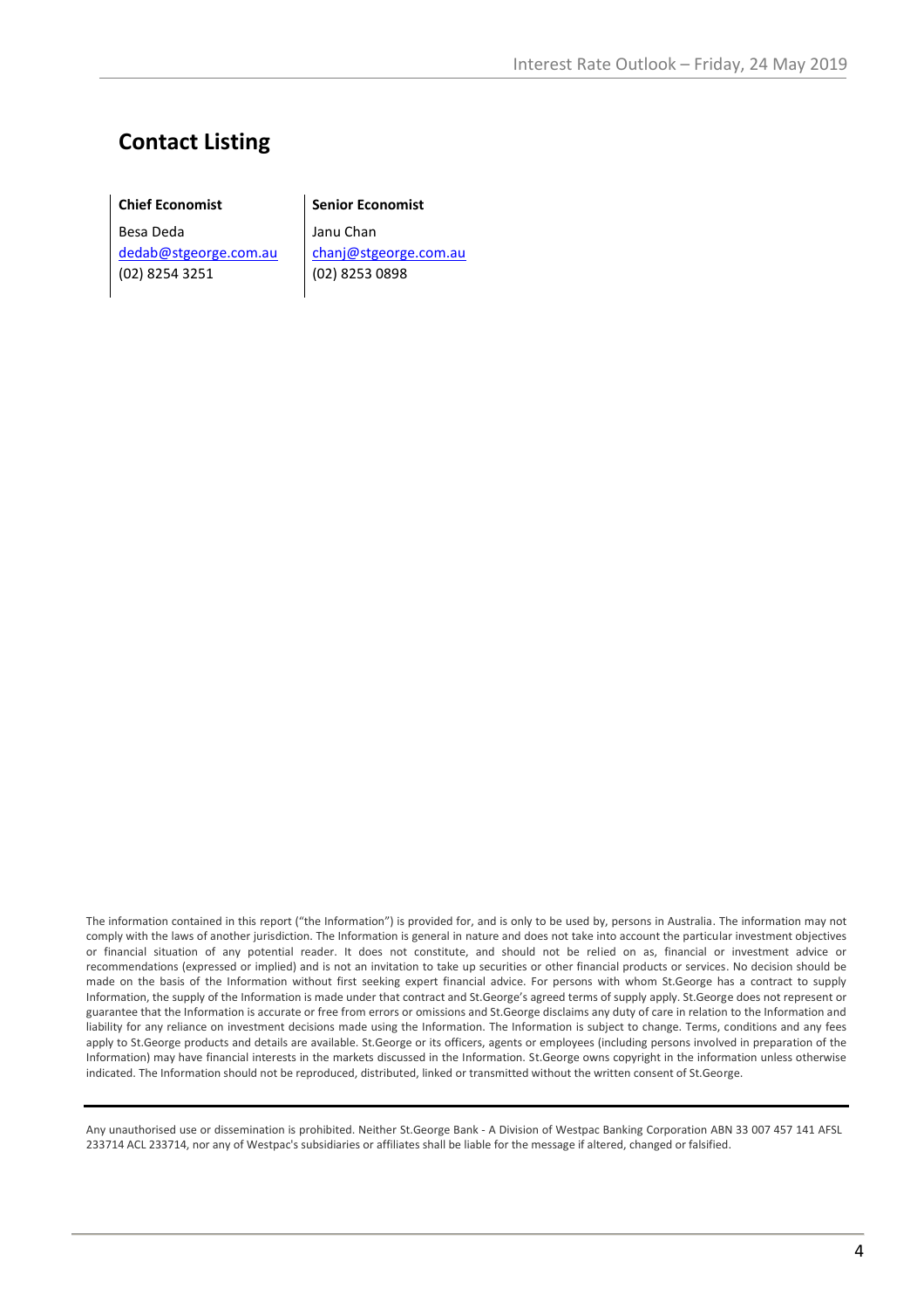## Contact Listing

**Chief Economist**

Besa Deda
dedab@stgeorge.com.au
(02) 8254 3251

**Senior Economist**

Janu Chan
chanj@stgeorge.com.au
(02) 8253 0898

The information contained in this report ("the Information") is provided for, and is only to be used by, persons in Australia. The information may not comply with the laws of another jurisdiction. The Information is general in nature and does not take into account the particular investment objectives or financial situation of any potential reader. It does not constitute, and should not be relied on as, financial or investment advice or recommendations (expressed or implied) and is not an invitation to take up securities or other financial products or services. No decision should be made on the basis of the Information without first seeking expert financial advice. For persons with whom St.George has a contract to supply Information, the supply of the Information is made under that contract and St.George's agreed terms of supply apply. St.George does not represent or guarantee that the Information is accurate or free from errors or omissions and St.George disclaims any duty of care in relation to the Information and liability for any reliance on investment decisions made using the Information. The Information is subject to change. Terms, conditions and any fees apply to St.George products and details are available. St.George or its officers, agents or employees (including persons involved in preparation of the Information) may have financial interests in the markets discussed in the Information. St.George owns copyright in the information unless otherwise indicated. The Information should not be reproduced, distributed, linked or transmitted without the written consent of St.George.

---

Any unauthorised use or dissemination is prohibited. Neither St.George Bank - A Division of Westpac Banking Corporation ABN 33 007 457 141 AFSL 233714 ACL 233714, nor any of Westpac's subsidiaries or affiliates shall be liable for the message if altered, changed or falsified.